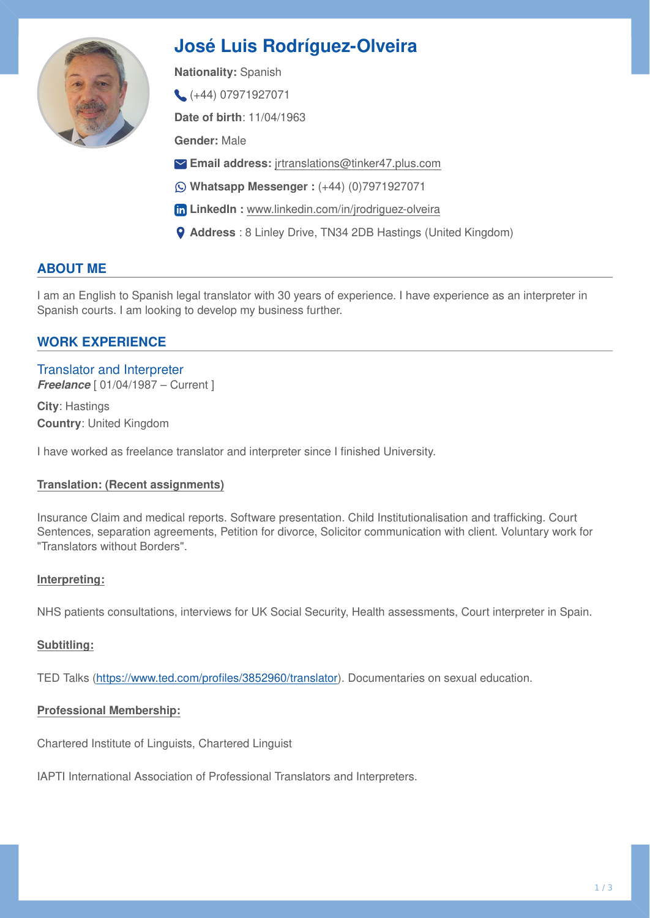# José Luis Rodríguez-Olveira

**Nationality:** Spanish

(+44) 07971927071

**Date of birth**: 11/04/1963

**Gender:** Male

**Email address:** jrtranslations@tinker47.plus.com

**Whatsapp Messenger :** (+44) (0)7971927071

**LinkedIn :** www.linkedin.com/in/jrodriguez-olveira

**Address** : 8 Linley Drive, TN34 2DB Hastings (United Kingdom)

## ABOUT ME

I am an English to Spanish legal translator with 30 years of experience. I have experience as an interpreter in Spanish courts. I am looking to develop my business further.

## WORK EXPERIENCE

### Translator and Interpreter

***Freelance*** [ 01/04/1987 – Current ]

**City**: Hastings
**Country**: United Kingdom

I have worked as freelance translator and interpreter since I finished University.

**Translation: (Recent assignments)**

Insurance Claim and medical reports. Software presentation. Child Institutionalisation and trafficking. Court Sentences, separation agreements, Petition for divorce, Solicitor communication with client. Voluntary work for "Translators without Borders".

**Interpreting:**

NHS patients consultations, interviews for UK Social Security, Health assessments, Court interpreter in Spain.

**Subtitling:**

TED Talks (https://www.ted.com/profiles/3852960/translator). Documentaries on sexual education.

**Professional Membership:**

Chartered Institute of Linguists, Chartered Linguist

IAPTI International Association of Professional Translators and Interpreters.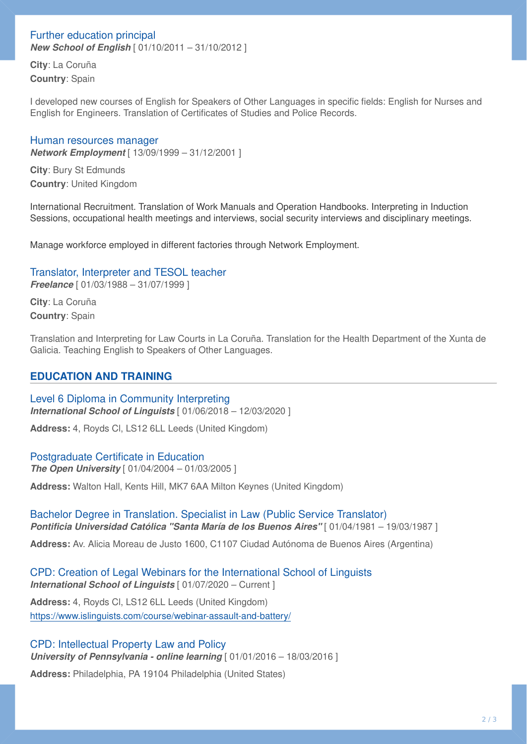### Further education principal

***New School of English*** [ 01/10/2011 – 31/10/2012 ]

**City**: La Coruña
**Country**: Spain

I developed new courses of English for Speakers of Other Languages in specific fields: English for Nurses and English for Engineers. Translation of Certificates of Studies and Police Records.

### Human resources manager

***Network Employment*** [ 13/09/1999 – 31/12/2001 ]

**City**: Bury St Edmunds
**Country**: United Kingdom

International Recruitment. Translation of Work Manuals and Operation Handbooks. Interpreting in Induction Sessions, occupational health meetings and interviews, social security interviews and disciplinary meetings.

Manage workforce employed in different factories through Network Employment.

### Translator, Interpreter and TESOL teacher

***Freelance*** [ 01/03/1988 – 31/07/1999 ]

**City**: La Coruña
**Country**: Spain

Translation and Interpreting for Law Courts in La Coruña. Translation for the Health Department of the Xunta de Galicia. Teaching English to Speakers of Other Languages.

## EDUCATION AND TRAINING

### Level 6 Diploma in Community Interpreting

***International School of Linguists*** [ 01/06/2018 – 12/03/2020 ]

**Address:** 4, Royds Cl, LS12 6LL Leeds (United Kingdom)

### Postgraduate Certificate in Education

***The Open University*** [ 01/04/2004 – 01/03/2005 ]

**Address:** Walton Hall, Kents Hill, MK7 6AA Milton Keynes (United Kingdom)

### Bachelor Degree in Translation. Specialist in Law (Public Service Translator)

***Pontificia Universidad Católica "Santa María de los Buenos Aires"*** [ 01/04/1981 – 19/03/1987 ]

**Address:** Av. Alicia Moreau de Justo 1600, C1107 Ciudad Autónoma de Buenos Aires (Argentina)

### CPD: Creation of Legal Webinars for the International School of Linguists

***International School of Linguists*** [ 01/07/2020 – Current ]

**Address:** 4, Royds Cl, LS12 6LL Leeds (United Kingdom)
https://www.islinguists.com/course/webinar-assault-and-battery/

### CPD: Intellectual Property Law and Policy

***University of Pennsylvania - online learning*** [ 01/01/2016 – 18/03/2016 ]

**Address:** Philadelphia, PA 19104 Philadelphia (United States)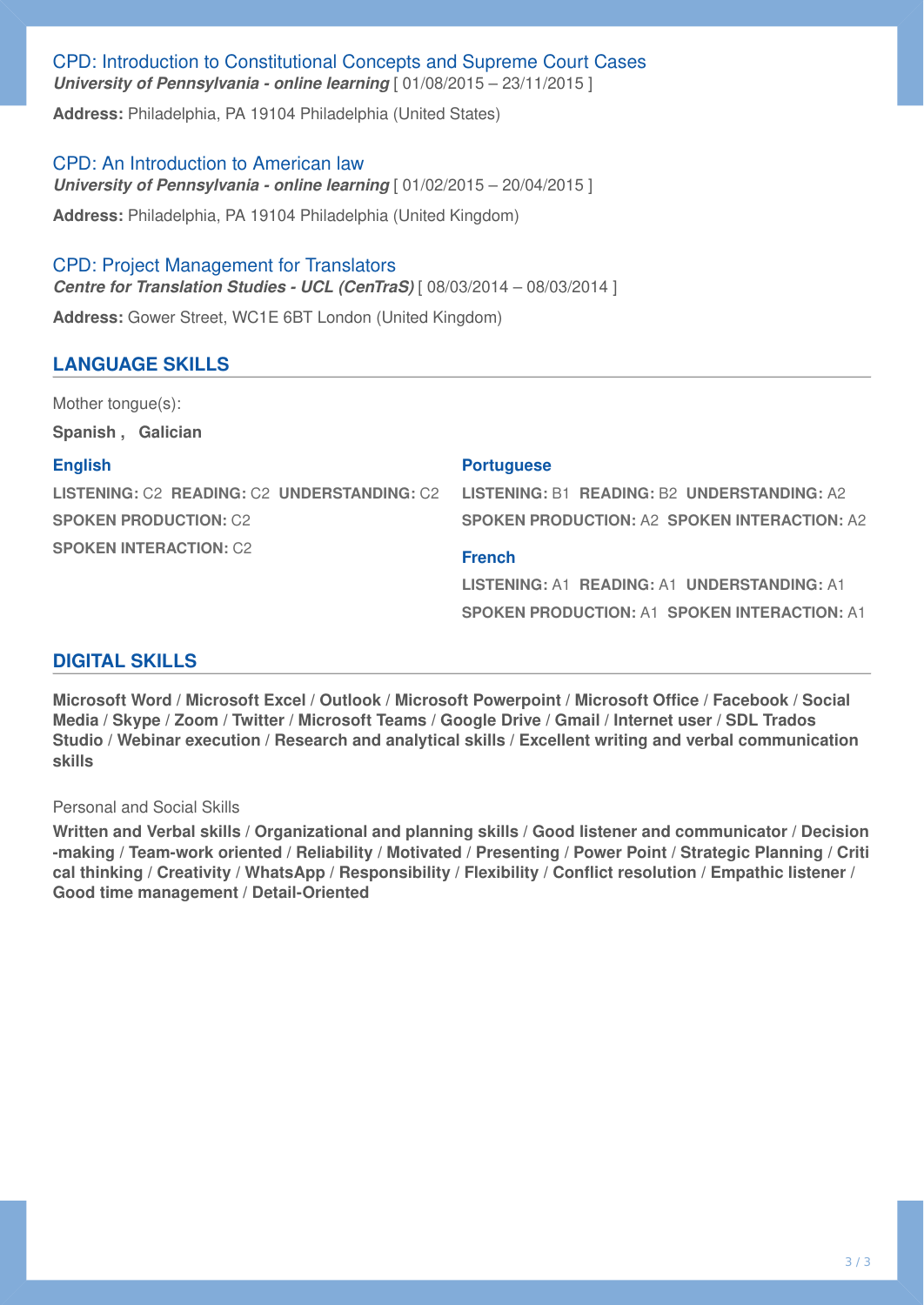### CPD: Introduction to Constitutional Concepts and Supreme Court Cases

***University of Pennsylvania - online learning*** [ 01/08/2015 – 23/11/2015 ]

**Address:** Philadelphia, PA 19104 Philadelphia (United States)

### CPD: An Introduction to American law

***University of Pennsylvania - online learning*** [ 01/02/2015 – 20/04/2015 ]

**Address:** Philadelphia, PA 19104 Philadelphia (United Kingdom)

### CPD: Project Management for Translators

***Centre for Translation Studies - UCL (CenTraS)*** [ 08/03/2014 – 08/03/2014 ]

**Address:** Gower Street, WC1E 6BT London (United Kingdom)

## LANGUAGE SKILLS

Mother tongue(s):

**Spanish , Galician**

**English**

**LISTENING:** C2 **READING:** C2 **UNDERSTANDING:** C2

**SPOKEN PRODUCTION:** C2

**SPOKEN INTERACTION:** C2

**Portuguese**

**LISTENING:** B1 **READING:** B2 **UNDERSTANDING:** A2

**SPOKEN PRODUCTION:** A2 **SPOKEN INTERACTION:** A2

**French**

**LISTENING:** A1 **READING:** A1 **UNDERSTANDING:** A1

**SPOKEN PRODUCTION:** A1 **SPOKEN INTERACTION:** A1

## DIGITAL SKILLS

**Microsoft Word / Microsoft Excel / Outlook / Microsoft Powerpoint / Microsoft Office / Facebook / Social Media / Skype / Zoom / Twitter / Microsoft Teams / Google Drive / Gmail / Internet user / SDL Trados Studio / Webinar execution / Research and analytical skills / Excellent writing and verbal communication skills**

Personal and Social Skills

**Written and Verbal skills / Organizational and planning skills / Good listener and communicator / Decision -making / Team-work oriented / Reliability / Motivated / Presenting / Power Point / Strategic Planning / Criti cal thinking / Creativity / WhatsApp / Responsibility / Flexibility / Conflict resolution / Empathic listener / Good time management / Detail-Oriented**